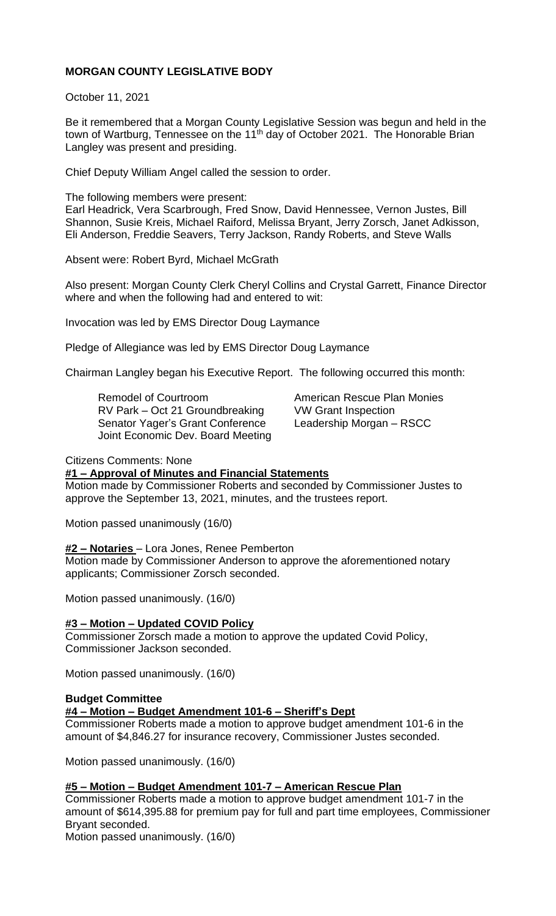**MORGAN COUNTY LEGISLATIVE BODY**

October 11, 2021

Be it remembered that a Morgan County Legislative Session was begun and held in the town of Wartburg, Tennessee on the 11th day of October 2021. The Honorable Brian Langley was present and presiding.

Chief Deputy William Angel called the session to order.

The following members were present:
Earl Headrick, Vera Scarbrough, Fred Snow, David Hennessee, Vernon Justes, Bill Shannon, Susie Kreis, Michael Raiford, Melissa Bryant, Jerry Zorsch, Janet Adkisson, Eli Anderson, Freddie Seavers, Terry Jackson, Randy Roberts, and Steve Walls

Absent were: Robert Byrd, Michael McGrath

Also present: Morgan County Clerk Cheryl Collins and Crystal Garrett, Finance Director where and when the following had and entered to wit:

Invocation was led by EMS Director Doug Laymance

Pledge of Allegiance was led by EMS Director Doug Laymance

Chairman Langley began his Executive Report. The following occurred this month:

- Remodel of Courtroom
- RV Park – Oct 21 Groundbreaking
- Senator Yager's Grant Conference
- Joint Economic Dev. Board Meeting
- American Rescue Plan Monies
- VW Grant Inspection
- Leadership Morgan – RSCC

Citizens Comments: None

**#1 – Approval of Minutes and Financial Statements**

Motion made by Commissioner Roberts and seconded by Commissioner Justes to approve the September 13, 2021, minutes, and the trustees report.

Motion passed unanimously (16/0)

**#2 – Notaries** – Lora Jones, Renee Pemberton

Motion made by Commissioner Anderson to approve the aforementioned notary applicants; Commissioner Zorsch seconded.

Motion passed unanimously. (16/0)

**#3 – Motion – Updated COVID Policy**

Commissioner Zorsch made a motion to approve the updated Covid Policy, Commissioner Jackson seconded.

Motion passed unanimously. (16/0)

**Budget Committee**

**#4 – Motion – Budget Amendment 101-6 – Sheriff's Dept**

Commissioner Roberts made a motion to approve budget amendment 101-6 in the amount of $4,846.27 for insurance recovery, Commissioner Justes seconded.

Motion passed unanimously. (16/0)

**#5 – Motion – Budget Amendment 101-7 – American Rescue Plan**

Commissioner Roberts made a motion to approve budget amendment 101-7 in the amount of $614,395.88 for premium pay for full and part time employees, Commissioner Bryant seconded.

Motion passed unanimously. (16/0)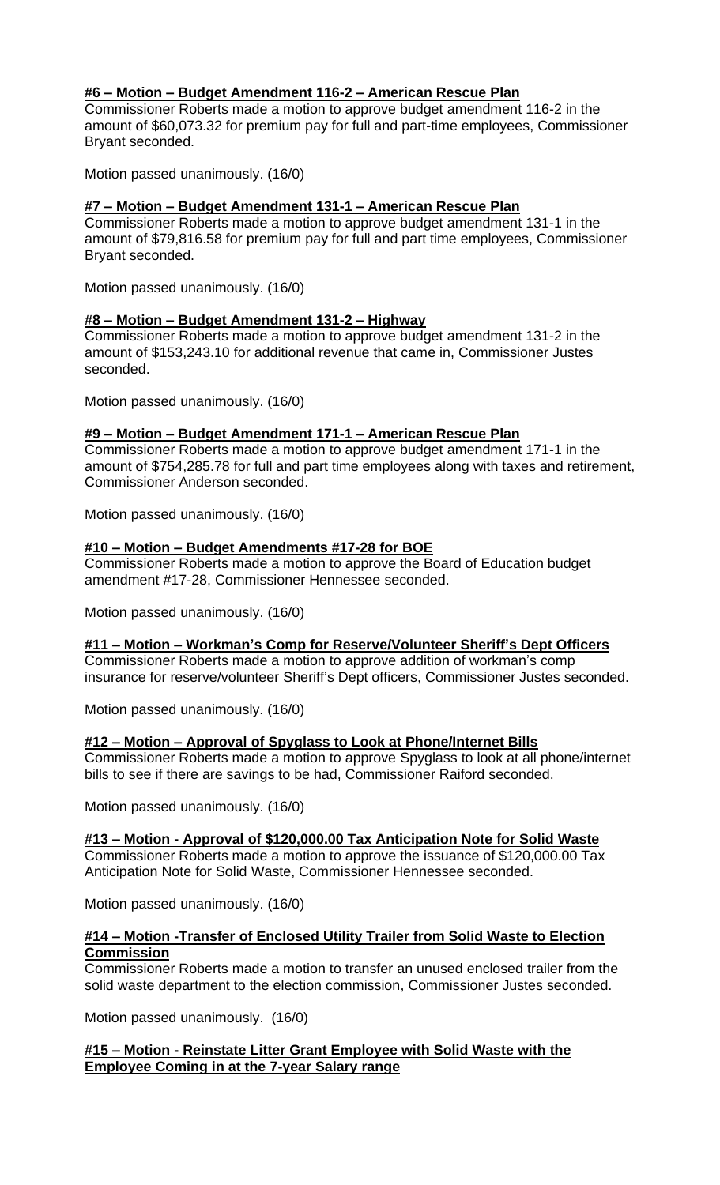**#6 – Motion – Budget Amendment 116-2 – American Rescue Plan**

Commissioner Roberts made a motion to approve budget amendment 116-2 in the amount of $60,073.32 for premium pay for full and part-time employees, Commissioner Bryant seconded.

Motion passed unanimously. (16/0)

**#7 – Motion – Budget Amendment 131-1 – American Rescue Plan**

Commissioner Roberts made a motion to approve budget amendment 131-1 in the amount of $79,816.58 for premium pay for full and part time employees, Commissioner Bryant seconded.

Motion passed unanimously. (16/0)

**#8 – Motion – Budget Amendment 131-2 – Highway**

Commissioner Roberts made a motion to approve budget amendment 131-2 in the amount of $153,243.10 for additional revenue that came in, Commissioner Justes seconded.

Motion passed unanimously. (16/0)

**#9 – Motion – Budget Amendment 171-1 – American Rescue Plan**

Commissioner Roberts made a motion to approve budget amendment 171-1 in the amount of $754,285.78 for full and part time employees along with taxes and retirement, Commissioner Anderson seconded.

Motion passed unanimously. (16/0)

**#10 – Motion – Budget Amendments #17-28 for BOE**

Commissioner Roberts made a motion to approve the Board of Education budget amendment #17-28, Commissioner Hennessee seconded.

Motion passed unanimously. (16/0)

**#11 – Motion – Workman's Comp for Reserve/Volunteer Sheriff's Dept Officers**

Commissioner Roberts made a motion to approve addition of workman's comp insurance for reserve/volunteer Sheriff's Dept officers, Commissioner Justes seconded.

Motion passed unanimously. (16/0)

**#12 – Motion – Approval of Spyglass to Look at Phone/Internet Bills**

Commissioner Roberts made a motion to approve Spyglass to look at all phone/internet bills to see if there are savings to be had, Commissioner Raiford seconded.

Motion passed unanimously. (16/0)

**#13 – Motion - Approval of $120,000.00 Tax Anticipation Note for Solid Waste**

Commissioner Roberts made a motion to approve the issuance of $120,000.00 Tax Anticipation Note for Solid Waste, Commissioner Hennessee seconded.

Motion passed unanimously. (16/0)

**#14 – Motion -Transfer of Enclosed Utility Trailer from Solid Waste to Election Commission**

Commissioner Roberts made a motion to transfer an unused enclosed trailer from the solid waste department to the election commission, Commissioner Justes seconded.

Motion passed unanimously. (16/0)

**#15 – Motion - Reinstate Litter Grant Employee with Solid Waste with the Employee Coming in at the 7-year Salary range**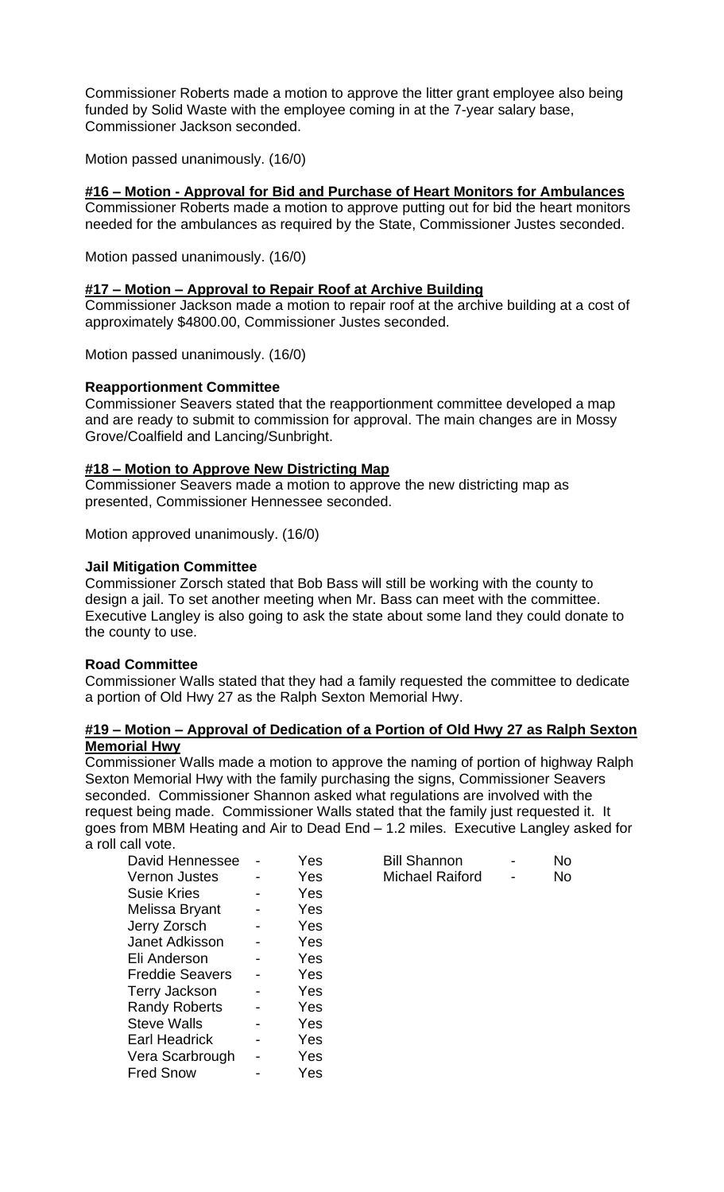Commissioner Roberts made a motion to approve the litter grant employee also being funded by Solid Waste with the employee coming in at the 7-year salary base, Commissioner Jackson seconded.

Motion passed unanimously. (16/0)

**#16 – Motion - Approval for Bid and Purchase of Heart Monitors for Ambulances**

Commissioner Roberts made a motion to approve putting out for bid the heart monitors needed for the ambulances as required by the State, Commissioner Justes seconded.

Motion passed unanimously. (16/0)

**#17 – Motion – Approval to Repair Roof at Archive Building**

Commissioner Jackson made a motion to repair roof at the archive building at a cost of approximately $4800.00, Commissioner Justes seconded.

Motion passed unanimously. (16/0)

**Reapportionment Committee**

Commissioner Seavers stated that the reapportionment committee developed a map and are ready to submit to commission for approval. The main changes are in Mossy Grove/Coalfield and Lancing/Sunbright.

**#18 – Motion to Approve New Districting Map**

Commissioner Seavers made a motion to approve the new districting map as presented, Commissioner Hennessee seconded.

Motion approved unanimously. (16/0)

**Jail Mitigation Committee**

Commissioner Zorsch stated that Bob Bass will still be working with the county to design a jail. To set another meeting when Mr. Bass can meet with the committee. Executive Langley is also going to ask the state about some land they could donate to the county to use.

**Road Committee**

Commissioner Walls stated that they had a family requested the committee to dedicate a portion of Old Hwy 27 as the Ralph Sexton Memorial Hwy.

**#19 – Motion – Approval of Dedication of a Portion of Old Hwy 27 as Ralph Sexton Memorial Hwy**

Commissioner Walls made a motion to approve the naming of portion of highway Ralph Sexton Memorial Hwy with the family purchasing the signs, Commissioner Seavers seconded. Commissioner Shannon asked what regulations are involved with the request being made. Commissioner Walls stated that the family just requested it. It goes from MBM Heating and Air to Dead End – 1.2 miles. Executive Langley asked for a roll call vote.

| | | | | | |
|---|---|---|---|---|---|
| David Hennessee | - | Yes | Bill Shannon | - | No |
| Vernon Justes | - | Yes | Michael Raiford | - | No |
| Susie Kries | - | Yes | | | |
| Melissa Bryant | - | Yes | | | |
| Jerry Zorsch | - | Yes | | | |
| Janet Adkisson | - | Yes | | | |
| Eli Anderson | - | Yes | | | |
| Freddie Seavers | - | Yes | | | |
| Terry Jackson | - | Yes | | | |
| Randy Roberts | - | Yes | | | |
| Steve Walls | - | Yes | | | |
| Earl Headrick | - | Yes | | | |
| Vera Scarbrough | - | Yes | | | |
| Fred Snow | - | Yes | | | |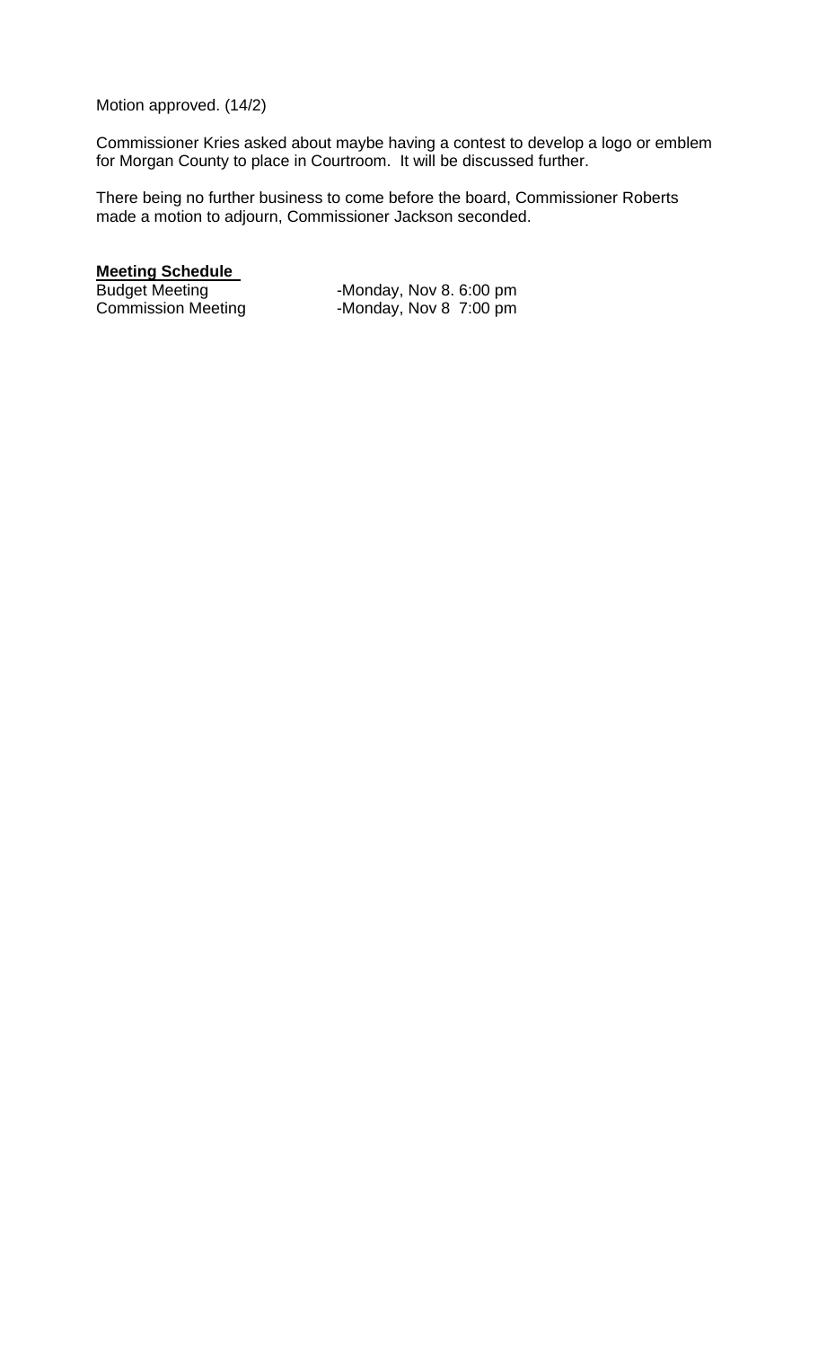Motion approved. (14/2)

Commissioner Kries asked about maybe having a contest to develop a logo or emblem for Morgan County to place in Courtroom. It will be discussed further.

There being no further business to come before the board, Commissioner Roberts made a motion to adjourn, Commissioner Jackson seconded.

**<u>Meeting Schedule</u>**

| | |
|---|---|
| Budget Meeting | -Monday, Nov 8. 6:00 pm |
| Commission Meeting | -Monday, Nov 8 7:00 pm |